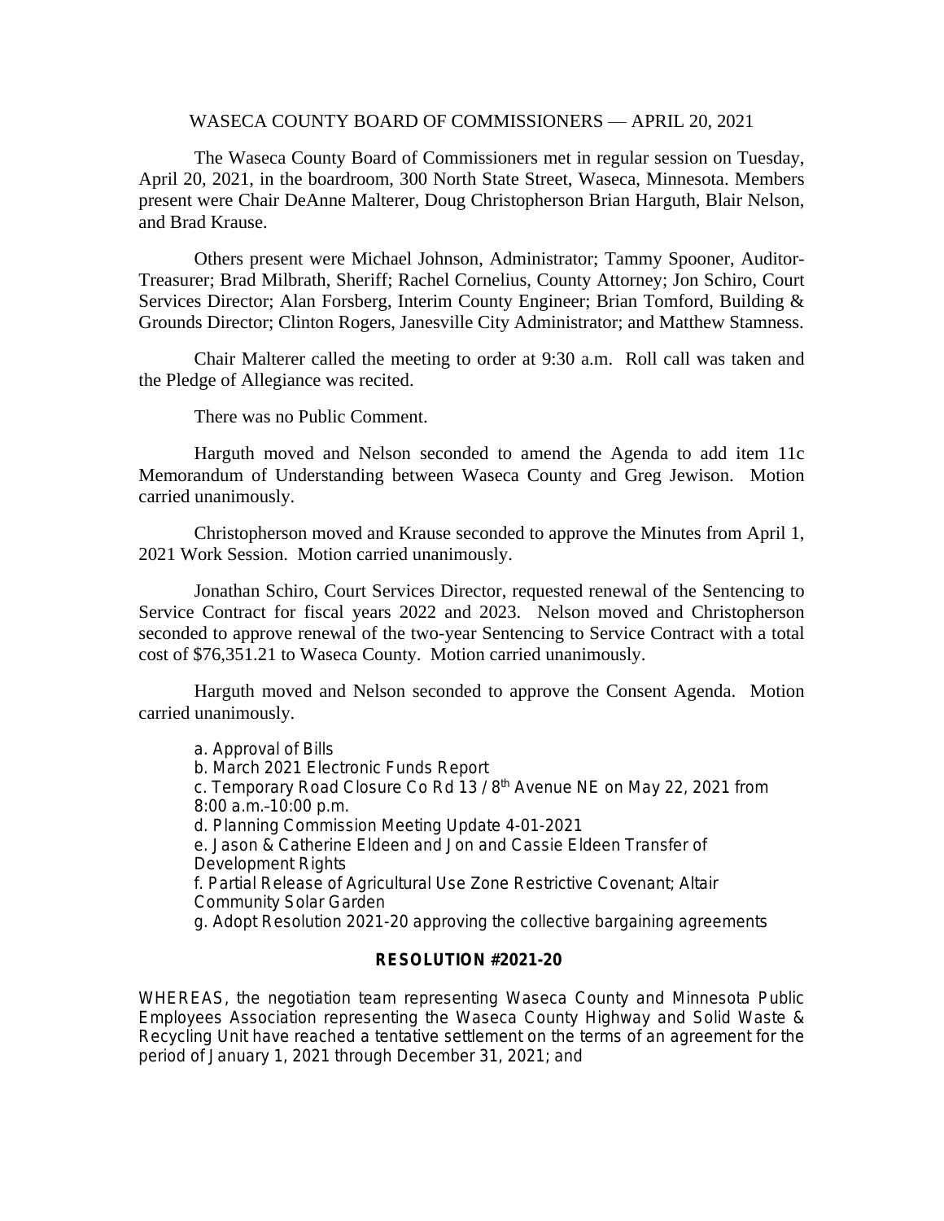WASECA COUNTY BOARD OF COMMISSIONERS — APRIL 20, 2021

The Waseca County Board of Commissioners met in regular session on Tuesday, April 20, 2021, in the boardroom, 300 North State Street, Waseca, Minnesota. Members present were Chair DeAnne Malterer, Doug Christopherson Brian Harguth, Blair Nelson, and Brad Krause.

Others present were Michael Johnson, Administrator; Tammy Spooner, Auditor-Treasurer; Brad Milbrath, Sheriff; Rachel Cornelius, County Attorney; Jon Schiro, Court Services Director; Alan Forsberg, Interim County Engineer; Brian Tomford, Building & Grounds Director; Clinton Rogers, Janesville City Administrator; and Matthew Stamness.

Chair Malterer called the meeting to order at 9:30 a.m. Roll call was taken and the Pledge of Allegiance was recited.

There was no Public Comment.

Harguth moved and Nelson seconded to amend the Agenda to add item 11c Memorandum of Understanding between Waseca County and Greg Jewison. Motion carried unanimously.

Christopherson moved and Krause seconded to approve the Minutes from April 1, 2021 Work Session. Motion carried unanimously.

Jonathan Schiro, Court Services Director, requested renewal of the Sentencing to Service Contract for fiscal years 2022 and 2023. Nelson moved and Christopherson seconded to approve renewal of the two-year Sentencing to Service Contract with a total cost of $76,351.21 to Waseca County. Motion carried unanimously.

Harguth moved and Nelson seconded to approve the Consent Agenda. Motion carried unanimously.

a. Approval of Bills
b. March 2021 Electronic Funds Report
c. Temporary Road Closure Co Rd 13 / 8th Avenue NE on May 22, 2021 from 8:00 a.m.-10:00 p.m.
d. Planning Commission Meeting Update 4-01-2021
e. Jason & Catherine Eldeen and Jon and Cassie Eldeen Transfer of Development Rights
f. Partial Release of Agricultural Use Zone Restrictive Covenant; Altair Community Solar Garden
g. Adopt Resolution 2021-20 approving the collective bargaining agreements

**RESOLUTION #2021-20**

WHEREAS, the negotiation team representing Waseca County and Minnesota Public Employees Association representing the Waseca County Highway and Solid Waste & Recycling Unit have reached a tentative settlement on the terms of an agreement for the period of January 1, 2021 through December 31, 2021; and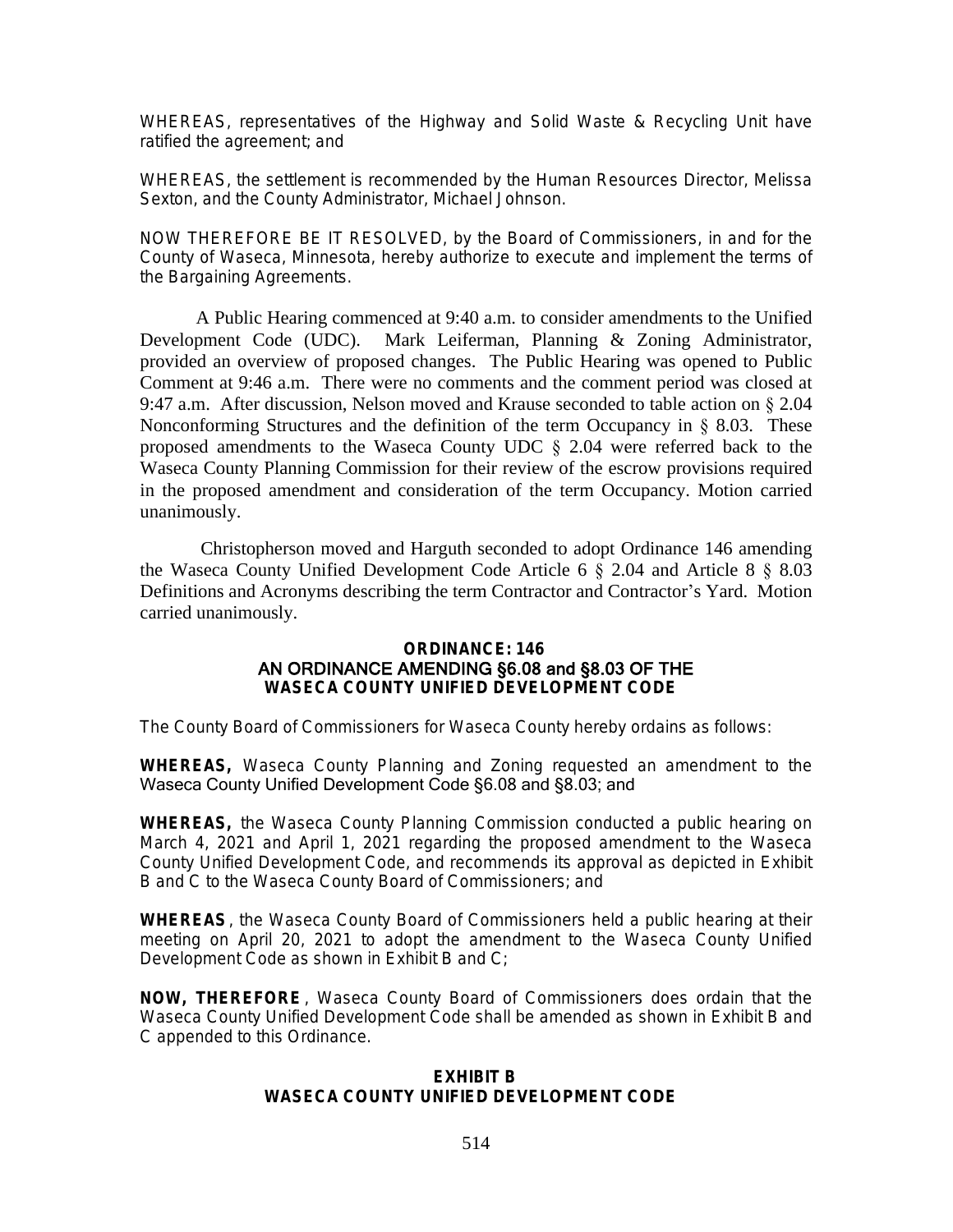WHEREAS, representatives of the Highway and Solid Waste & Recycling Unit have ratified the agreement; and

WHEREAS, the settlement is recommended by the Human Resources Director, Melissa Sexton, and the County Administrator, Michael Johnson.

NOW THEREFORE BE IT RESOLVED, by the Board of Commissioners, in and for the County of Waseca, Minnesota, hereby authorize to execute and implement the terms of the Bargaining Agreements.

A Public Hearing commenced at 9:40 a.m. to consider amendments to the Unified Development Code (UDC). Mark Leiferman, Planning & Zoning Administrator, provided an overview of proposed changes. The Public Hearing was opened to Public Comment at 9:46 a.m. There were no comments and the comment period was closed at 9:47 a.m. After discussion, Nelson moved and Krause seconded to table action on § 2.04 Nonconforming Structures and the definition of the term Occupancy in § 8.03. These proposed amendments to the Waseca County UDC § 2.04 were referred back to the Waseca County Planning Commission for their review of the escrow provisions required in the proposed amendment and consideration of the term Occupancy. Motion carried unanimously.

Christopherson moved and Harguth seconded to adopt Ordinance 146 amending the Waseca County Unified Development Code Article 6 § 2.04 and Article 8 § 8.03 Definitions and Acronyms describing the term Contractor and Contractor's Yard. Motion carried unanimously.

**ORDINANCE: 146**
**AN ORDINANCE AMENDING §6.08 and §8.03 OF THE**
**WASECA COUNTY UNIFIED DEVELOPMENT CODE**

The County Board of Commissioners for Waseca County hereby ordains as follows:

**WHEREAS,** Waseca County Planning and Zoning requested an amendment to the Waseca County Unified Development Code §6.08 and §8.03; and

**WHEREAS,** the Waseca County Planning Commission conducted a public hearing on March 4, 2021 and April 1, 2021 regarding the proposed amendment to the Waseca County Unified Development Code, and recommends its approval as depicted in Exhibit B and C to the Waseca County Board of Commissioners; and

**WHEREAS**, the Waseca County Board of Commissioners held a public hearing at their meeting on April 20, 2021 to adopt the amendment to the Waseca County Unified Development Code as shown in Exhibit B and C;

**NOW, THEREFORE**, Waseca County Board of Commissioners does ordain that the Waseca County Unified Development Code shall be amended as shown in Exhibit B and C appended to this Ordinance.

**EXHIBIT B**
**WASECA COUNTY UNIFIED DEVELOPMENT CODE**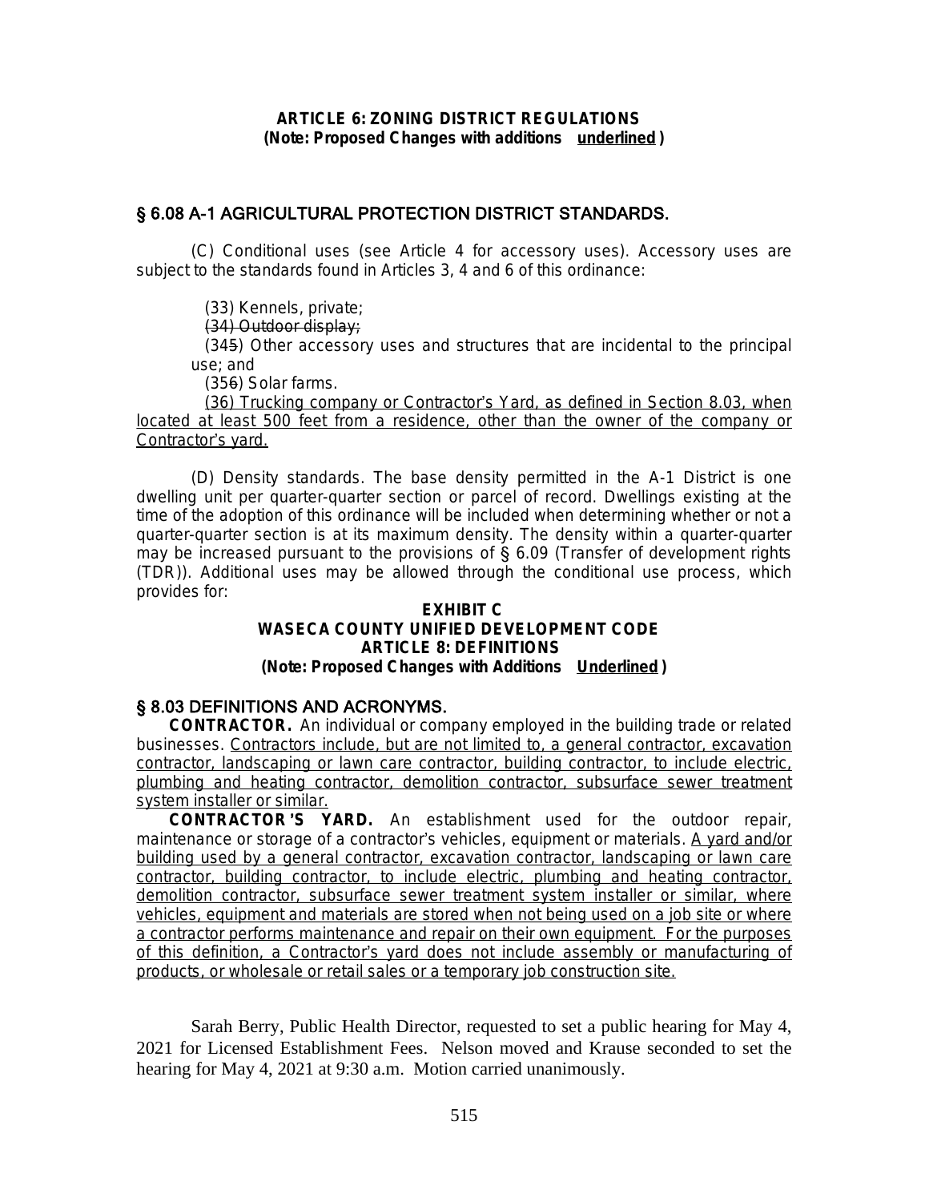**ARTICLE 6: ZONING DISTRICT REGULATIONS**
**(Note: Proposed Changes with additions <u>underlined</u>)**

## § 6.08 A-1 AGRICULTURAL PROTECTION DISTRICT STANDARDS.

(C) Conditional uses (see Article 4 for accessory uses). Accessory uses are subject to the standards found in Articles 3, 4 and 6 of this ordinance:

(33) Kennels, private;

~~(34) Outdoor display;~~

(34~~5~~) Other accessory uses and structures that are incidental to the principal use; and

(35~~6~~) Solar farms.

<u>(36) Trucking company or Contractor's Yard, as defined in Section 8.03, when located at least 500 feet from a residence, other than the owner of the company or Contractor's yard.</u>

(D) Density standards. The base density permitted in the A-1 District is one dwelling unit per quarter-quarter section or parcel of record. Dwellings existing at the time of the adoption of this ordinance will be included when determining whether or not a quarter-quarter section is at its maximum density. The density within a quarter-quarter may be increased pursuant to the provisions of § 6.09 (Transfer of development rights (TDR)). Additional uses may be allowed through the conditional use process, which provides for:

**EXHIBIT C**
**WASECA COUNTY UNIFIED DEVELOPMENT CODE**
**ARTICLE 8: DEFINITIONS**
**(Note: Proposed Changes with Additions <u>Underlined</u>)**

## § 8.03 DEFINITIONS AND ACRONYMS.

**CONTRACTOR.** An individual or company employed in the building trade or related businesses. <u>Contractors include, but are not limited to, a general contractor, excavation contractor, landscaping or lawn care contractor, building contractor, to include electric, plumbing and heating contractor, demolition contractor, subsurface sewer treatment system installer or similar.</u>

**CONTRACTOR'S YARD.** An establishment used for the outdoor repair, maintenance or storage of a contractor's vehicles, equipment or materials. <u>A yard and/or building used by a general contractor, excavation contractor, landscaping or lawn care contractor, building contractor, to include electric, plumbing and heating contractor, demolition contractor, subsurface sewer treatment system installer or similar, where vehicles, equipment and materials are stored when not being used on a job site or where a contractor performs maintenance and repair on their own equipment. For the purposes of this definition, a Contractor's yard does not include assembly or manufacturing of products, or wholesale or retail sales or a temporary job construction site.</u>

Sarah Berry, Public Health Director, requested to set a public hearing for May 4, 2021 for Licensed Establishment Fees. Nelson moved and Krause seconded to set the hearing for May 4, 2021 at 9:30 a.m. Motion carried unanimously.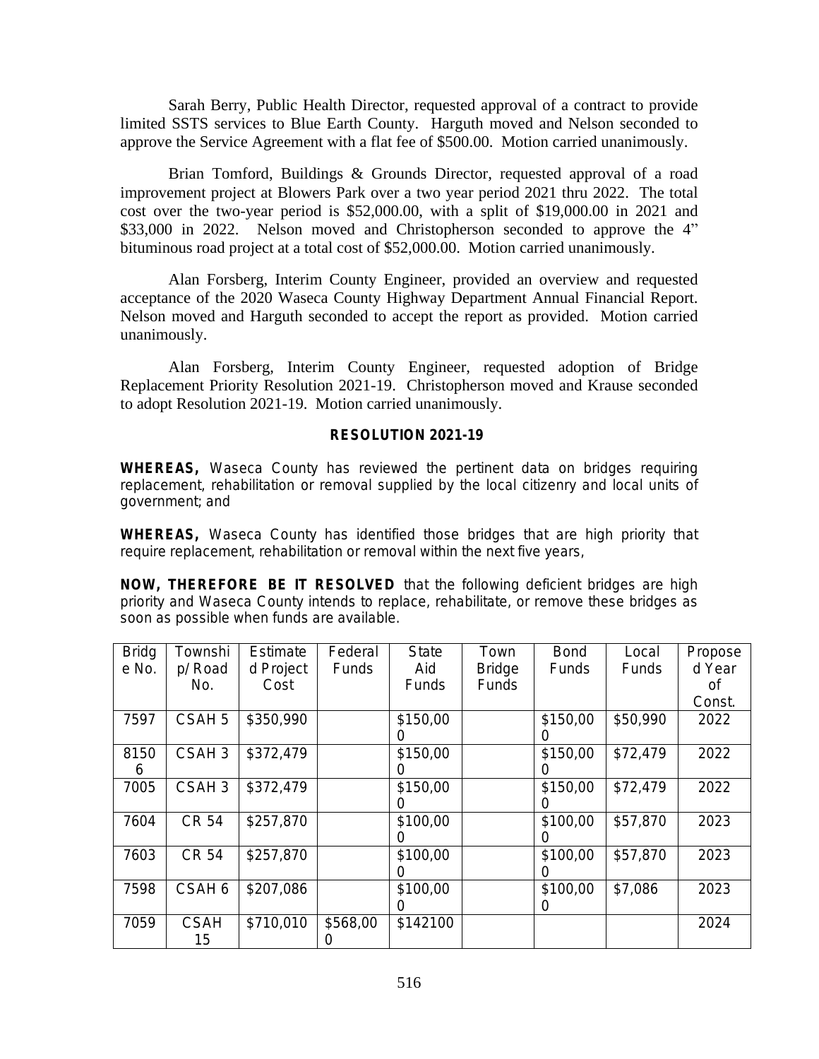Sarah Berry, Public Health Director, requested approval of a contract to provide limited SSTS services to Blue Earth County. Harguth moved and Nelson seconded to approve the Service Agreement with a flat fee of $500.00. Motion carried unanimously.

Brian Tomford, Buildings & Grounds Director, requested approval of a road improvement project at Blowers Park over a two year period 2021 thru 2022. The total cost over the two-year period is $52,000.00, with a split of $19,000.00 in 2021 and $33,000 in 2022. Nelson moved and Christopherson seconded to approve the 4" bituminous road project at a total cost of $52,000.00. Motion carried unanimously.

Alan Forsberg, Interim County Engineer, provided an overview and requested acceptance of the 2020 Waseca County Highway Department Annual Financial Report. Nelson moved and Harguth seconded to accept the report as provided. Motion carried unanimously.

Alan Forsberg, Interim County Engineer, requested adoption of Bridge Replacement Priority Resolution 2021-19. Christopherson moved and Krause seconded to adopt Resolution 2021-19. Motion carried unanimously.

**RESOLUTION 2021-19**

**WHEREAS,** Waseca County has reviewed the pertinent data on bridges requiring replacement, rehabilitation or removal supplied by the local citizenry and local units of government; and

**WHEREAS,** Waseca County has identified those bridges that are high priority that require replacement, rehabilitation or removal within the next five years,

**NOW, THEREFORE BE IT RESOLVED** that the following deficient bridges are high priority and Waseca County intends to replace, rehabilitate, or remove these bridges as soon as possible when funds are available.

| Bridge No. | Township/Road No. | Estimated Project Cost | Federal Funds | State Aid Funds | Town Bridge Funds | Bond Funds | Local Funds | Proposed Year of Const. |
|---|---|---|---|---|---|---|---|---|
| 7597 | CSAH 5 | $350,990 | | $150,000 | | $150,000 | $50,990 | 2022 |
| 81506 | CSAH 3 | $372,479 | | $150,000 | | $150,000 | $72,479 | 2022 |
| 7005 | CSAH 3 | $372,479 | | $150,000 | | $150,000 | $72,479 | 2022 |
| 7604 | CR 54 | $257,870 | | $100,000 | | $100,000 | $57,870 | 2023 |
| 7603 | CR 54 | $257,870 | | $100,000 | | $100,000 | $57,870 | 2023 |
| 7598 | CSAH 6 | $207,086 | | $100,000 | | $100,000 | $7,086 | 2023 |
| 7059 | CSAH 15 | $710,010 | $568,000 | $142100 | | | | 2024 |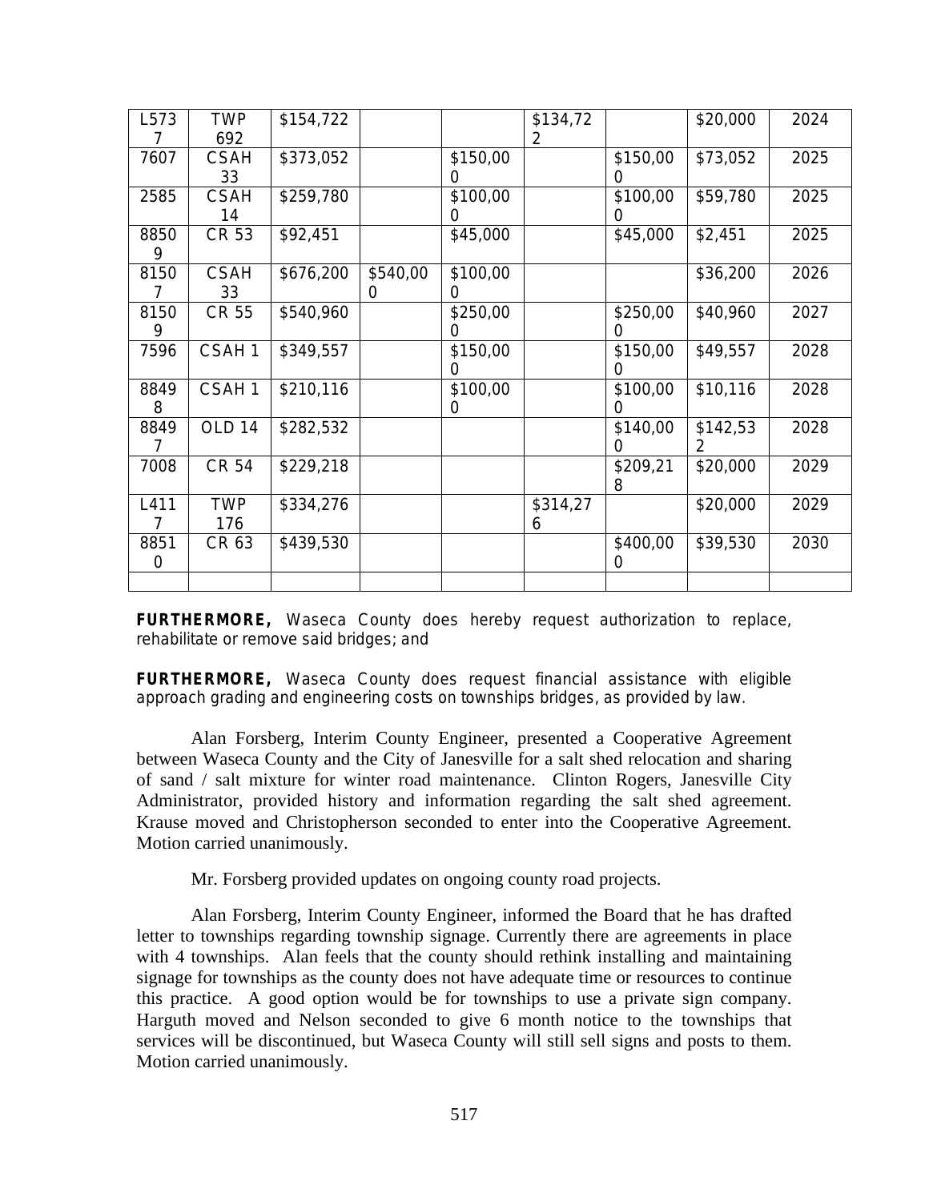| | | | | | | | | |
|---|---|---|---|---|---|---|---|---|
| L5737 | TWP 692 | $154,722 | | | $134,722 | | $20,000 | 2024 |
| 7607 | CSAH 33 | $373,052 | | $150,000 | | $150,000 | $73,052 | 2025 |
| 2585 | CSAH 14 | $259,780 | | $100,000 | | $100,000 | $59,780 | 2025 |
| 88509 | CR 53 | $92,451 | | $45,000 | | $45,000 | $2,451 | 2025 |
| 81507 | CSAH 33 | $676,200 | $540,000 | $100,000 | | | $36,200 | 2026 |
| 81509 | CR 55 | $540,960 | | $250,000 | | $250,000 | $40,960 | 2027 |
| 7596 | CSAH 1 | $349,557 | | $150,000 | | $150,000 | $49,557 | 2028 |
| 88498 | CSAH 1 | $210,116 | | $100,000 | | $100,000 | $10,116 | 2028 |
| 88497 | OLD 14 | $282,532 | | | | $140,000 | $142,532 | 2028 |
| 7008 | CR 54 | $229,218 | | | | $209,218 | $20,000 | 2029 |
| L4117 | TWP 176 | $334,276 | | | $314,276 | | $20,000 | 2029 |
| 88510 | CR 63 | $439,530 | | | | $400,000 | $39,530 | 2030 |
| | | | | | | | | |

**FURTHERMORE,** Waseca County does hereby request authorization to replace, rehabilitate or remove said bridges; and

**FURTHERMORE,** Waseca County does request financial assistance with eligible approach grading and engineering costs on townships bridges, as provided by law.

Alan Forsberg, Interim County Engineer, presented a Cooperative Agreement between Waseca County and the City of Janesville for a salt shed relocation and sharing of sand / salt mixture for winter road maintenance. Clinton Rogers, Janesville City Administrator, provided history and information regarding the salt shed agreement. Krause moved and Christopherson seconded to enter into the Cooperative Agreement. Motion carried unanimously.

Mr. Forsberg provided updates on ongoing county road projects.

Alan Forsberg, Interim County Engineer, informed the Board that he has drafted letter to townships regarding township signage. Currently there are agreements in place with 4 townships. Alan feels that the county should rethink installing and maintaining signage for townships as the county does not have adequate time or resources to continue this practice. A good option would be for townships to use a private sign company. Harguth moved and Nelson seconded to give 6 month notice to the townships that services will be discontinued, but Waseca County will still sell signs and posts to them. Motion carried unanimously.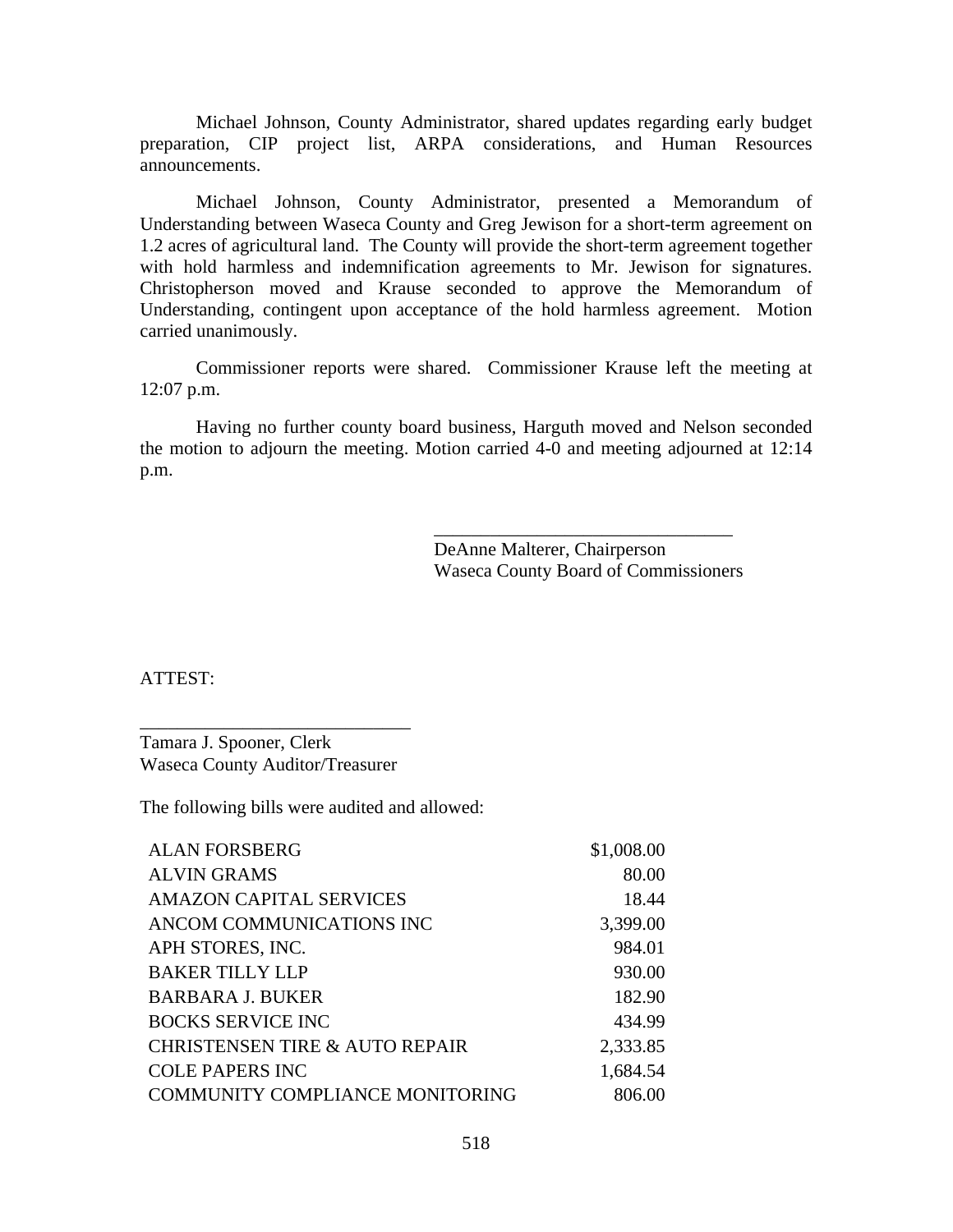Michael Johnson, County Administrator, shared updates regarding early budget preparation, CIP project list, ARPA considerations, and Human Resources announcements.

Michael Johnson, County Administrator, presented a Memorandum of Understanding between Waseca County and Greg Jewison for a short-term agreement on 1.2 acres of agricultural land. The County will provide the short-term agreement together with hold harmless and indemnification agreements to Mr. Jewison for signatures. Christopherson moved and Krause seconded to approve the Memorandum of Understanding, contingent upon acceptance of the hold harmless agreement. Motion carried unanimously.

Commissioner reports were shared. Commissioner Krause left the meeting at 12:07 p.m.

Having no further county board business, Harguth moved and Nelson seconded the motion to adjourn the meeting. Motion carried 4-0 and meeting adjourned at 12:14 p.m.

\_\_\_\_\_\_\_\_\_\_\_\_\_\_\_\_\_\_\_\_\_\_\_\_\_\_\_\_\_\_\_\_
DeAnne Malterer, Chairperson
Waseca County Board of Commissioners

ATTEST:

\_\_\_\_\_\_\_\_\_\_\_\_\_\_\_\_\_\_\_\_\_\_\_\_\_\_\_\_\_\_
Tamara J. Spooner, Clerk
Waseca County Auditor/Treasurer

The following bills were audited and allowed:

| | |
|---|---:|
| ALAN FORSBERG | $1,008.00 |
| ALVIN GRAMS | 80.00 |
| AMAZON CAPITAL SERVICES | 18.44 |
| ANCOM COMMUNICATIONS INC | 3,399.00 |
| APH STORES, INC. | 984.01 |
| BAKER TILLY LLP | 930.00 |
| BARBARA J. BUKER | 182.90 |
| BOCKS SERVICE INC | 434.99 |
| CHRISTENSEN TIRE & AUTO REPAIR | 2,333.85 |
| COLE PAPERS INC | 1,684.54 |
| COMMUNITY COMPLIANCE MONITORING | 806.00 |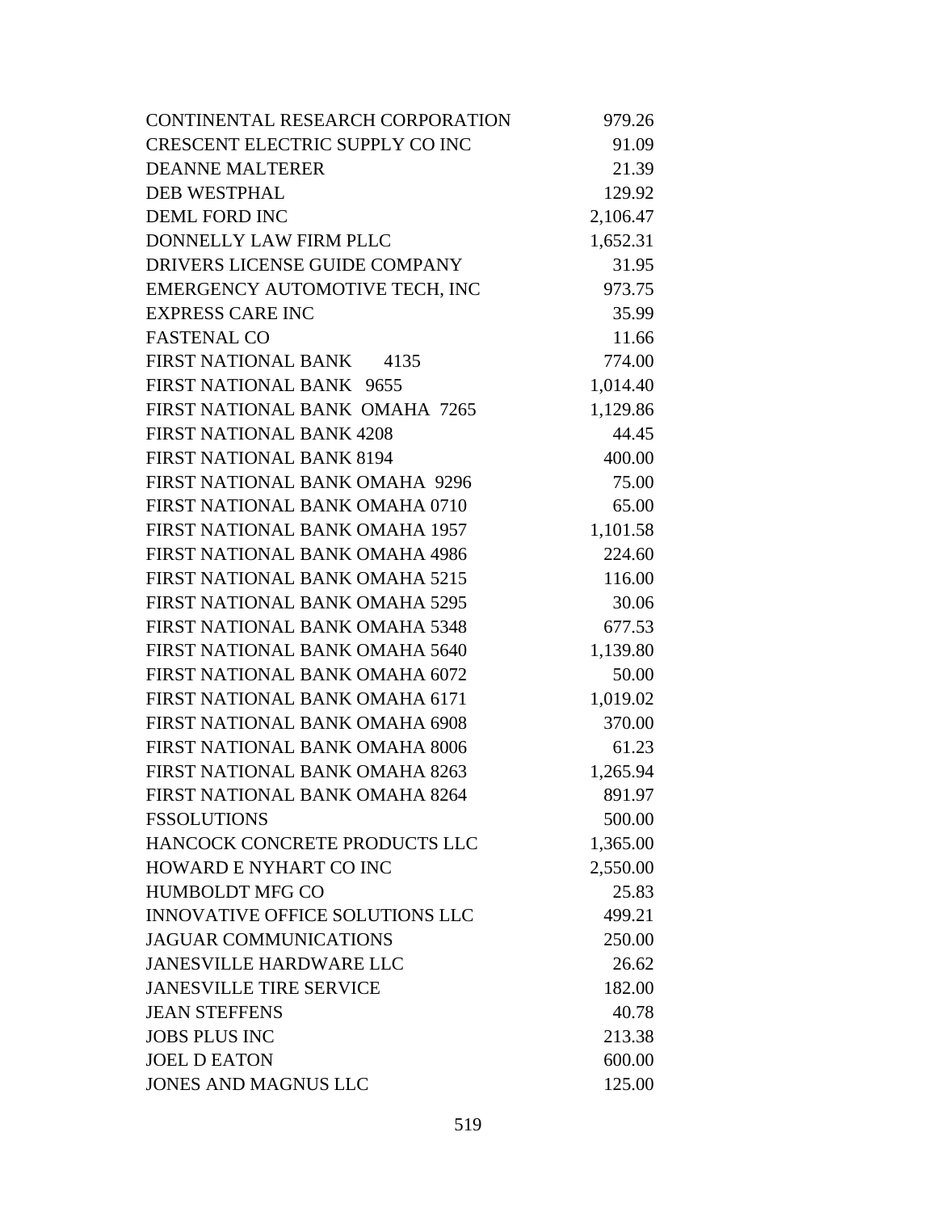| | |
|---|---|
| CONTINENTAL RESEARCH CORPORATION | 979.26 |
| CRESCENT ELECTRIC SUPPLY CO INC | 91.09 |
| DEANNE MALTERER | 21.39 |
| DEB WESTPHAL | 129.92 |
| DEML FORD INC | 2,106.47 |
| DONNELLY LAW FIRM PLLC | 1,652.31 |
| DRIVERS LICENSE GUIDE COMPANY | 31.95 |
| EMERGENCY AUTOMOTIVE TECH, INC | 973.75 |
| EXPRESS CARE INC | 35.99 |
| FASTENAL CO | 11.66 |
| FIRST NATIONAL BANK 4135 | 774.00 |
| FIRST NATIONAL BANK 9655 | 1,014.40 |
| FIRST NATIONAL BANK OMAHA 7265 | 1,129.86 |
| FIRST NATIONAL BANK 4208 | 44.45 |
| FIRST NATIONAL BANK 8194 | 400.00 |
| FIRST NATIONAL BANK OMAHA 9296 | 75.00 |
| FIRST NATIONAL BANK OMAHA 0710 | 65.00 |
| FIRST NATIONAL BANK OMAHA 1957 | 1,101.58 |
| FIRST NATIONAL BANK OMAHA 4986 | 224.60 |
| FIRST NATIONAL BANK OMAHA 5215 | 116.00 |
| FIRST NATIONAL BANK OMAHA 5295 | 30.06 |
| FIRST NATIONAL BANK OMAHA 5348 | 677.53 |
| FIRST NATIONAL BANK OMAHA 5640 | 1,139.80 |
| FIRST NATIONAL BANK OMAHA 6072 | 50.00 |
| FIRST NATIONAL BANK OMAHA 6171 | 1,019.02 |
| FIRST NATIONAL BANK OMAHA 6908 | 370.00 |
| FIRST NATIONAL BANK OMAHA 8006 | 61.23 |
| FIRST NATIONAL BANK OMAHA 8263 | 1,265.94 |
| FIRST NATIONAL BANK OMAHA 8264 | 891.97 |
| FSSOLUTIONS | 500.00 |
| HANCOCK CONCRETE PRODUCTS LLC | 1,365.00 |
| HOWARD E NYHART CO INC | 2,550.00 |
| HUMBOLDT MFG CO | 25.83 |
| INNOVATIVE OFFICE SOLUTIONS LLC | 499.21 |
| JAGUAR COMMUNICATIONS | 250.00 |
| JANESVILLE HARDWARE LLC | 26.62 |
| JANESVILLE TIRE SERVICE | 182.00 |
| JEAN STEFFENS | 40.78 |
| JOBS PLUS INC | 213.38 |
| JOEL D EATON | 600.00 |
| JONES AND MAGNUS LLC | 125.00 |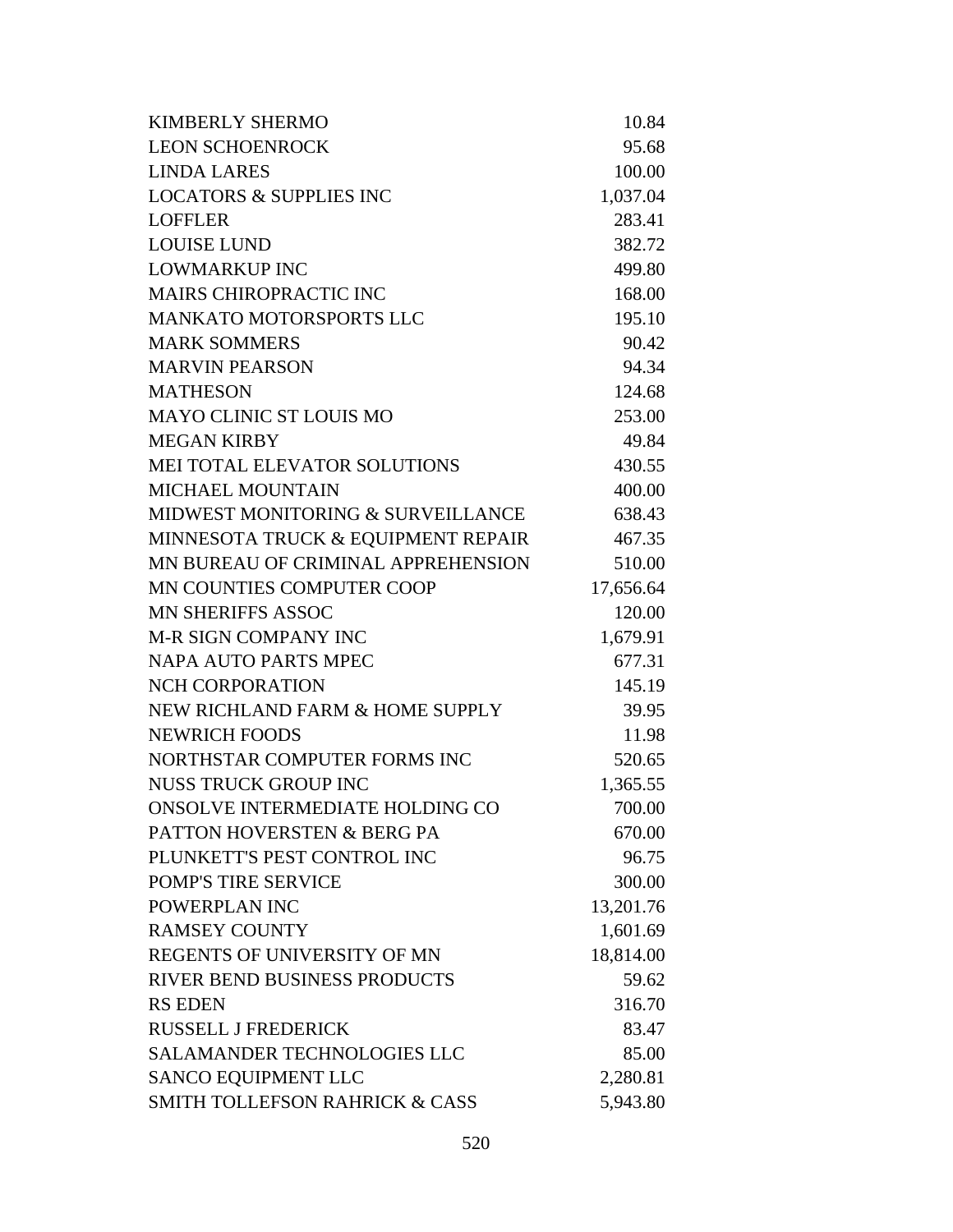| | |
|---|---:|
| KIMBERLY SHERMO | 10.84 |
| LEON SCHOENROCK | 95.68 |
| LINDA LARES | 100.00 |
| LOCATORS & SUPPLIES INC | 1,037.04 |
| LOFFLER | 283.41 |
| LOUISE LUND | 382.72 |
| LOWMARKUP INC | 499.80 |
| MAIRS CHIROPRACTIC INC | 168.00 |
| MANKATO MOTORSPORTS LLC | 195.10 |
| MARK SOMMERS | 90.42 |
| MARVIN PEARSON | 94.34 |
| MATHESON | 124.68 |
| MAYO CLINIC ST LOUIS MO | 253.00 |
| MEGAN KIRBY | 49.84 |
| MEI TOTAL ELEVATOR SOLUTIONS | 430.55 |
| MICHAEL MOUNTAIN | 400.00 |
| MIDWEST MONITORING & SURVEILLANCE | 638.43 |
| MINNESOTA TRUCK & EQUIPMENT REPAIR | 467.35 |
| MN BUREAU OF CRIMINAL APPREHENSION | 510.00 |
| MN COUNTIES COMPUTER COOP | 17,656.64 |
| MN SHERIFFS ASSOC | 120.00 |
| M-R SIGN COMPANY INC | 1,679.91 |
| NAPA AUTO PARTS MPEC | 677.31 |
| NCH CORPORATION | 145.19 |
| NEW RICHLAND FARM & HOME SUPPLY | 39.95 |
| NEWRICH FOODS | 11.98 |
| NORTHSTAR COMPUTER FORMS INC | 520.65 |
| NUSS TRUCK GROUP INC | 1,365.55 |
| ONSOLVE INTERMEDIATE HOLDING CO | 700.00 |
| PATTON HOVERSTEN & BERG PA | 670.00 |
| PLUNKETT'S PEST CONTROL INC | 96.75 |
| POMP'S TIRE SERVICE | 300.00 |
| POWERPLAN INC | 13,201.76 |
| RAMSEY COUNTY | 1,601.69 |
| REGENTS OF UNIVERSITY OF MN | 18,814.00 |
| RIVER BEND BUSINESS PRODUCTS | 59.62 |
| RS EDEN | 316.70 |
| RUSSELL J FREDERICK | 83.47 |
| SALAMANDER TECHNOLOGIES LLC | 85.00 |
| SANCO EQUIPMENT LLC | 2,280.81 |
| SMITH TOLLEFSON RAHRICK & CASS | 5,943.80 |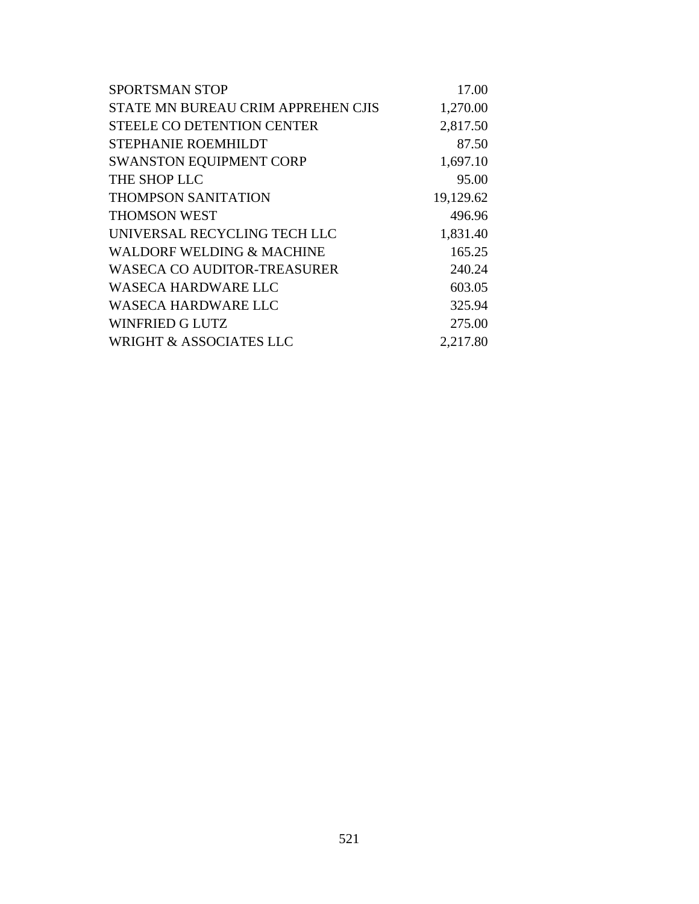| | |
|---|---|
| SPORTSMAN STOP | 17.00 |
| STATE MN BUREAU CRIM APPREHEN CJIS | 1,270.00 |
| STEELE CO DETENTION CENTER | 2,817.50 |
| STEPHANIE ROEMHILDT | 87.50 |
| SWANSTON EQUIPMENT CORP | 1,697.10 |
| THE SHOP LLC | 95.00 |
| THOMPSON SANITATION | 19,129.62 |
| THOMSON WEST | 496.96 |
| UNIVERSAL RECYCLING TECH LLC | 1,831.40 |
| WALDORF WELDING & MACHINE | 165.25 |
| WASECA CO AUDITOR-TREASURER | 240.24 |
| WASECA HARDWARE LLC | 603.05 |
| WASECA HARDWARE LLC | 325.94 |
| WINFRIED G LUTZ | 275.00 |
| WRIGHT & ASSOCIATES LLC | 2,217.80 |